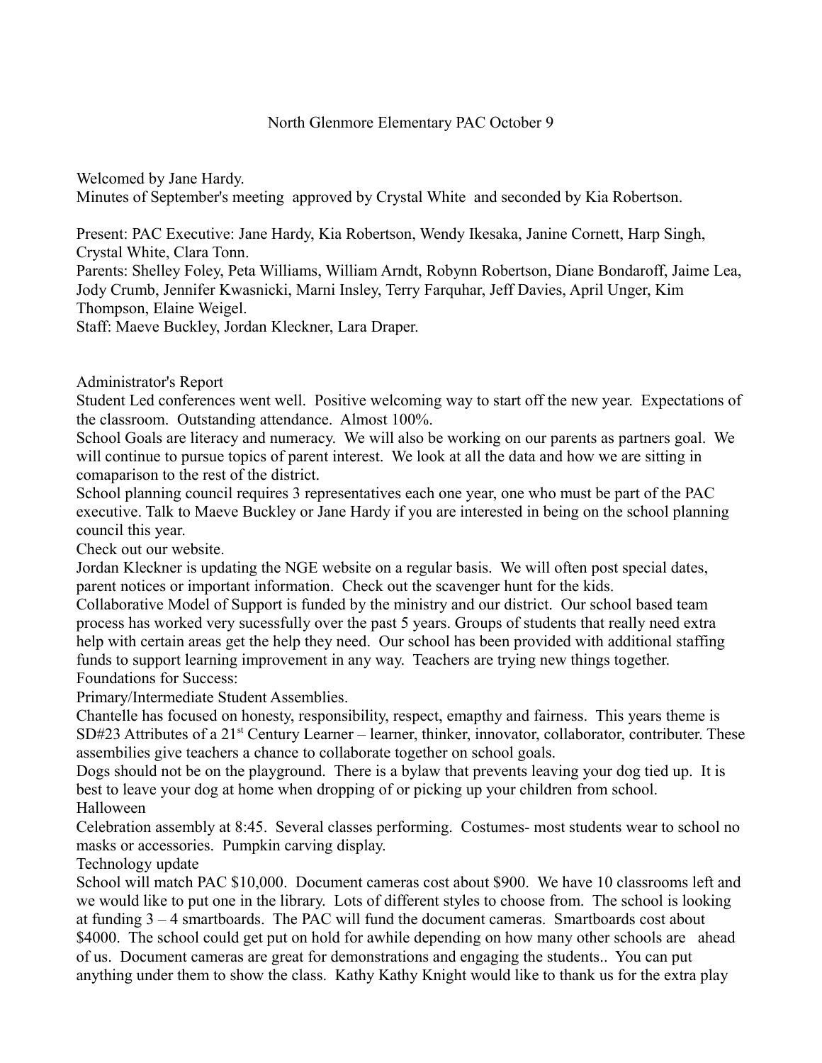# North Glenmore Elementary PAC October 9

Welcomed by Jane Hardy.
Minutes of September's meeting approved by Crystal White and seconded by Kia Robertson.

Present: PAC Executive: Jane Hardy, Kia Robertson, Wendy Ikesaka, Janine Cornett, Harp Singh, Crystal White, Clara Tonn.
Parents: Shelley Foley, Peta Williams, William Arndt, Robynn Robertson, Diane Bondaroff, Jaime Lea, Jody Crumb, Jennifer Kwasnicki, Marni Insley, Terry Farquhar, Jeff Davies, April Unger, Kim Thompson, Elaine Weigel.
Staff: Maeve Buckley, Jordan Kleckner, Lara Draper.

## Administrator's Report

Student Led conferences went well. Positive welcoming way to start off the new year. Expectations of the classroom. Outstanding attendance. Almost 100%.

School Goals are literacy and numeracy. We will also be working on our parents as partners goal. We will continue to pursue topics of parent interest. We look at all the data and how we are sitting in comaparison to the rest of the district.

School planning council requires 3 representatives each one year, one who must be part of the PAC executive. Talk to Maeve Buckley or Jane Hardy if you are interested in being on the school planning council this year.

Check out our website.

Jordan Kleckner is updating the NGE website on a regular basis. We will often post special dates, parent notices or important information. Check out the scavenger hunt for the kids.

Collaborative Model of Support is funded by the ministry and our district. Our school based team process has worked very sucessfully over the past 5 years. Groups of students that really need extra help with certain areas get the help they need. Our school has been provided with additional staffing funds to support learning improvement in any way. Teachers are trying new things together.

Foundations for Success:

Primary/Intermediate Student Assemblies.

Chantelle has focused on honesty, responsibility, respect, emapthy and fairness. This years theme is SD#23 Attributes of a 21st Century Learner – learner, thinker, innovator, collaborator, contributer. These assembilies give teachers a chance to collaborate together on school goals.

Dogs should not be on the playground. There is a bylaw that prevents leaving your dog tied up. It is best to leave your dog at home when dropping of or picking up your children from school.

Halloween

Celebration assembly at 8:45. Several classes performing. Costumes- most students wear to school no masks or accessories. Pumpkin carving display.

Technology update

School will match PAC $10,000. Document cameras cost about $900. We have 10 classrooms left and we would like to put one in the library. Lots of different styles to choose from. The school is looking at funding 3 – 4 smartboards. The PAC will fund the document cameras. Smartboards cost about $4000. The school could get put on hold for awhile depending on how many other schools are ahead of us. Document cameras are great for demonstrations and engaging the students.. You can put anything under them to show the class. Kathy Kathy Knight would like to thank us for the extra play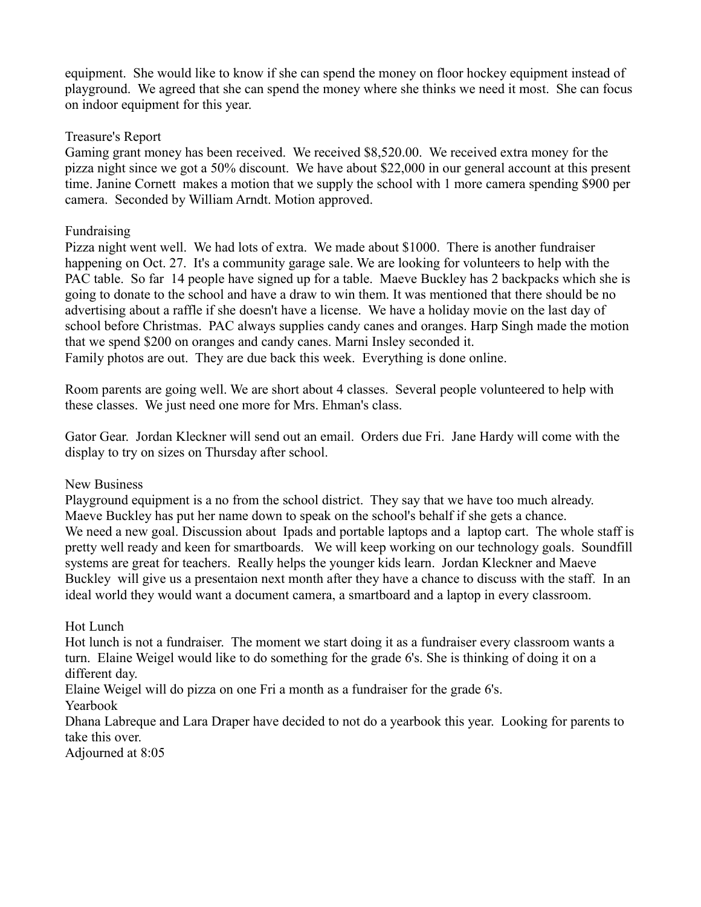equipment. She would like to know if she can spend the money on floor hockey equipment instead of playground. We agreed that she can spend the money where she thinks we need it most. She can focus on indoor equipment for this year.

Treasure's Report

Gaming grant money has been received. We received $8,520.00. We received extra money for the pizza night since we got a 50% discount. We have about $22,000 in our general account at this present time. Janine Cornett makes a motion that we supply the school with 1 more camera spending $900 per camera. Seconded by William Arndt. Motion approved.

Fundraising

Pizza night went well. We had lots of extra. We made about $1000. There is another fundraiser happening on Oct. 27. It's a community garage sale. We are looking for volunteers to help with the PAC table. So far 14 people have signed up for a table. Maeve Buckley has 2 backpacks which she is going to donate to the school and have a draw to win them. It was mentioned that there should be no advertising about a raffle if she doesn't have a license. We have a holiday movie on the last day of school before Christmas. PAC always supplies candy canes and oranges. Harp Singh made the motion that we spend $200 on oranges and candy canes. Marni Insley seconded it.
Family photos are out. They are due back this week. Everything is done online.

Room parents are going well. We are short about 4 classes. Several people volunteered to help with these classes. We just need one more for Mrs. Ehman's class.

Gator Gear. Jordan Kleckner will send out an email. Orders due Fri. Jane Hardy will come with the display to try on sizes on Thursday after school.

New Business

Playground equipment is a no from the school district. They say that we have too much already. Maeve Buckley has put her name down to speak on the school's behalf if she gets a chance.
We need a new goal. Discussion about Ipads and portable laptops and a laptop cart. The whole staff is pretty well ready and keen for smartboards. We will keep working on our technology goals. Soundfill systems are great for teachers. Really helps the younger kids learn. Jordan Kleckner and Maeve Buckley will give us a presentaion next month after they have a chance to discuss with the staff. In an ideal world they would want a document camera, a smartboard and a laptop in every classroom.

Hot Lunch

Hot lunch is not a fundraiser. The moment we start doing it as a fundraiser every classroom wants a turn. Elaine Weigel would like to do something for the grade 6's. She is thinking of doing it on a different day.
Elaine Weigel will do pizza on one Fri a month as a fundraiser for the grade 6's.

Yearbook

Dhana Labreque and Lara Draper have decided to not do a yearbook this year. Looking for parents to take this over.

Adjourned at 8:05